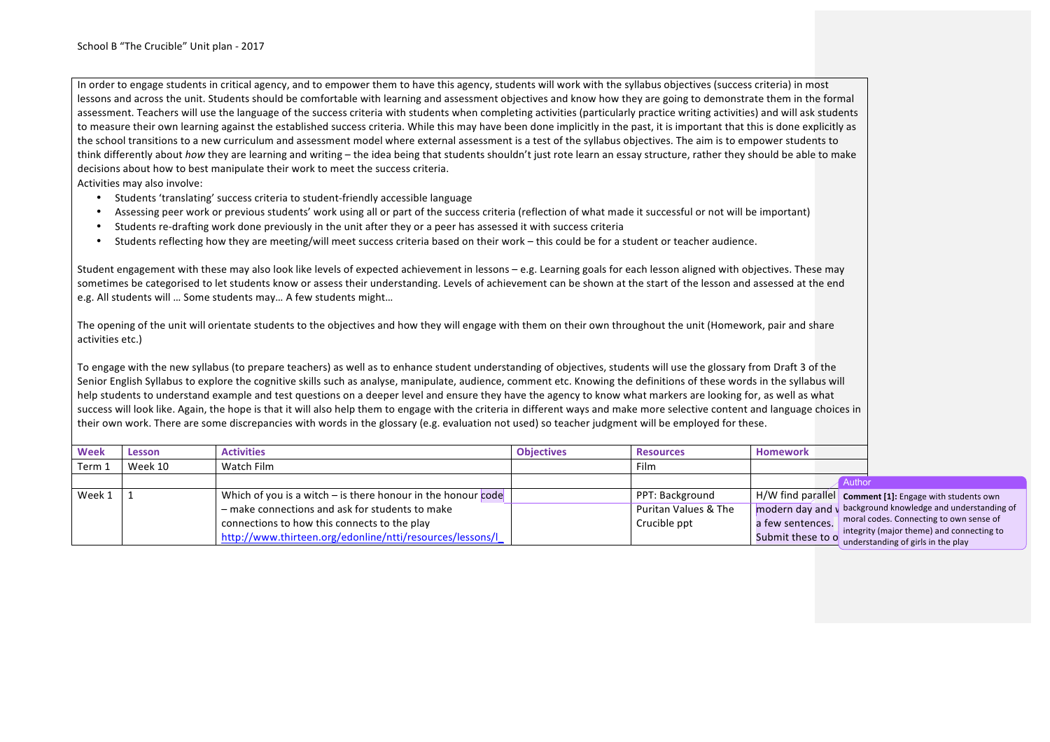School B "The Crucible" Unit plan - 2017

In order to engage students in critical agency, and to empower them to have this agency, students will work with the syllabus objectives (success criteria) in most lessons and across the unit. Students should be comfortable with learning and assessment objectives and know how they are going to demonstrate them in the formal assessment. Teachers will use the language of the success criteria with students when completing activities (particularly practice writing activities) and will ask students to measure their own learning against the established success criteria. While this may have been done implicitly in the past, it is important that this is done explicitly as the school transitions to a new curriculum and assessment model where external assessment is a test of the syllabus objectives. The aim is to empower students to think differently about *how* they are learning and writing – the idea being that students shouldn't just rote learn an essay structure, rather they should be able to make decisions about how to best manipulate their work to meet the success criteria.

Activities may also involve:

- Students 'translating' success criteria to student-friendly accessible language
- Assessing peer work or previous students' work using all or part of the success criteria (reflection of what made it successful or not will be important)
- Students re-drafting work done previously in the unit after they or a peer has assessed it with success criteria
- Students reflecting how they are meeting/will meet success criteria based on their work – this could be for a student or teacher audience.

Student engagement with these may also look like levels of expected achievement in lessons – e.g. Learning goals for each lesson aligned with objectives. These may sometimes be categorised to let students know or assess their understanding. Levels of achievement can be shown at the start of the lesson and assessed at the end e.g. All students will … Some students may… A few students might…

The opening of the unit will orientate students to the objectives and how they will engage with them on their own throughout the unit (Homework, pair and share activities etc.)

To engage with the new syllabus (to prepare teachers) as well as to enhance student understanding of objectives, students will use the glossary from Draft 3 of the Senior English Syllabus to explore the cognitive skills such as analyse, manipulate, audience, comment etc. Knowing the definitions of these words in the syllabus will help students to understand example and test questions on a deeper level and ensure they have the agency to know what markers are looking for, as well as what success will look like. Again, the hope is that it will also help them to engage with the criteria in different ways and make more selective content and language choices in their own work. There are some discrepancies with words in the glossary (e.g. evaluation not used) so teacher judgment will be employed for these.

| Week | Lesson | Activities | Objectives | Resources | Homework |
|---|---|---|---|---|---|
| Term 1 | Week 10 | Watch Film | | Film | |
| | | | | | |
| Week 1 | 1 | Which of you is a witch – is there honour in the honour code – make connections and ask for students to make connections to how this connects to the play http://www.thirteen.org/edonline/ntti/resources/lessons/l_ | | PPT: Background Puritan Values & The Crucible ppt | H/W find parallel modern day and v a few sentences. Submit these to o |

Author
**Comment [1]:** Engage with students own background knowledge and understanding of moral codes. Connecting to own sense of integrity (major theme) and connecting to understanding of girls in the play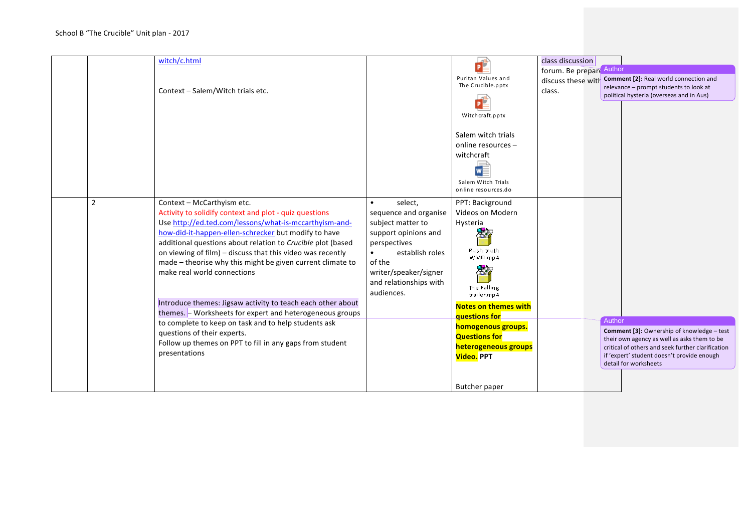| | | | | | |
|---|---|---|---|---|---|
| | | witch/c.html<br><br>Context – Salem/Witch trials etc. | | Puritan Values and The Crucible.pptx<br><br>Witchcraft.pptx<br><br>Salem witch trials online resources – witchcraft<br><br>Salem Witch Trials online resources.do | class discussion forum. Be prepare discuss these with class. |
| | 2 | Context – McCarthyism etc.<br>Activity to solidify context and plot - quiz questions<br>Use http://ed.ted.com/lessons/what-is-mccarthyism-and-how-did-it-happen-ellen-schrecker but modify to have additional questions about relation to *Crucible* plot (based on viewing of film) – discuss that this video was recently made – theorise why this might be given current climate to make real world connections<br><br>Introduce themes: Jigsaw activity to teach each other about themes. – Worksheets for expert and heterogeneous groups to complete to keep on task and to help students ask questions of their experts.<br>Follow up themes on PPT to fill in any gaps from student presentations | • select, sequence and organise subject matter to support opinions and perspectives<br>• establish roles of the writer/speaker/signer and relationships with audiences. | PPT: Background Videos on Modern Hysteria<br><br>Bush truth WMD.mp4<br><br>The Falling trailer.mp4<br><br>**Notes on themes with questions for homogenous groups. Questions for heterogeneous groups Video.** **PPT**<br><br>Butcher paper | |

**Comment [2]:** Real world connection and relevance – prompt students to look at political hysteria (overseas and in Aus)

**Comment [3]:** Ownership of knowledge – test their own agency as well as asks them to be critical of others and seek further clarification if 'expert' student doesn't provide enough detail for worksheets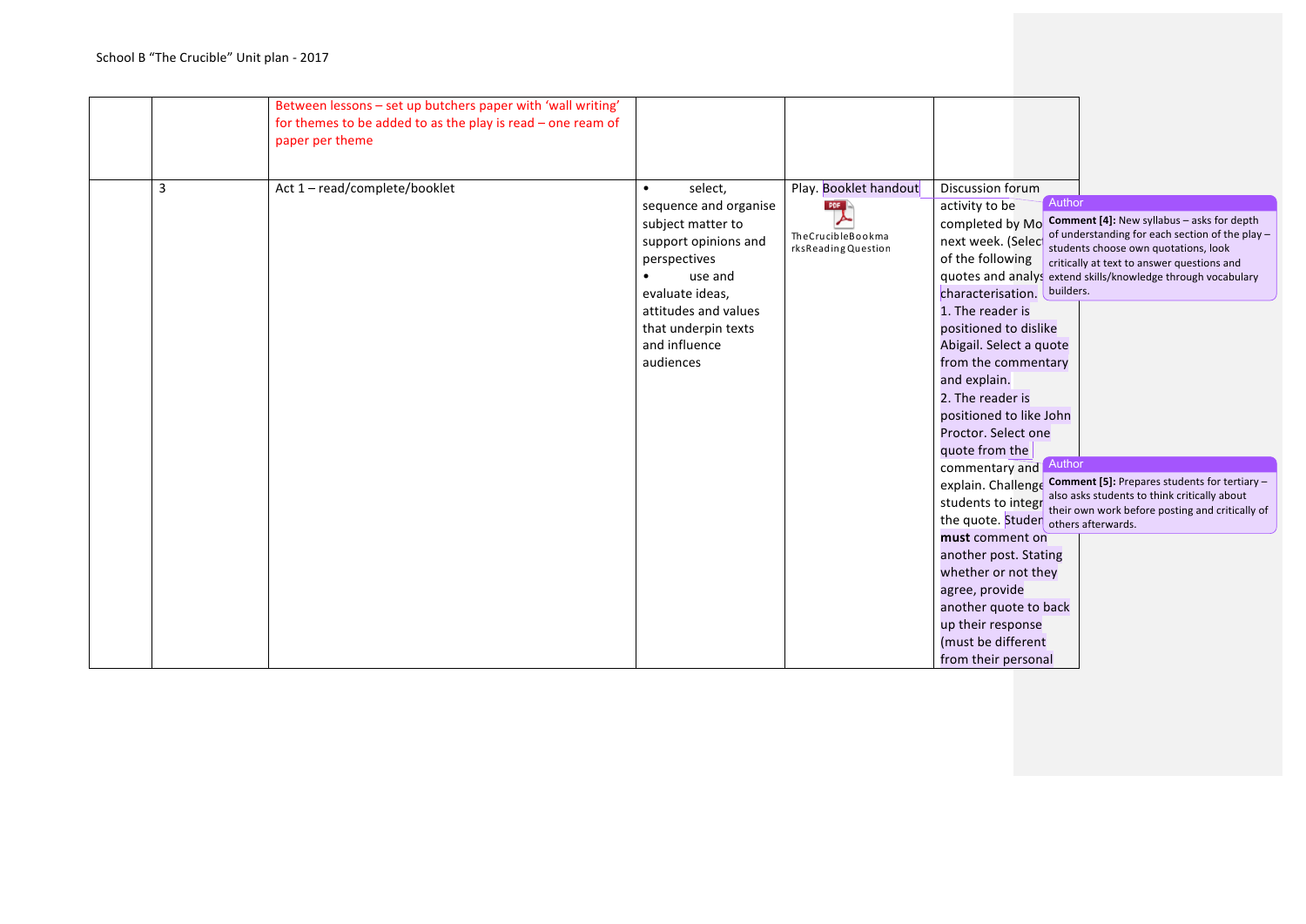School B "The Crucible" Unit plan - 2017

| | | | | | |
|---|---|---|---|---|---|
| | | Between lessons – set up butchers paper with 'wall writing' for themes to be added to as the play is read – one ream of paper per theme | | | |
| | 3 | Act 1 – read/complete/booklet | • select, sequence and organise subject matter to support opinions and perspectives<br>• use and evaluate ideas, attitudes and values that underpin texts and influence audiences | Play. Booklet handout<br>TheCrucibleBookmarksReadingQuestion | Discussion forum activity to be completed by Mo[...] next week. (Select[...] of the following quotes and analys[...] characterisation.<br>1. The reader is positioned to dislike Abigail. Select a quote from the commentary and explain.<br>2. The reader is positioned to like John Proctor. Select one quote from the commentary and explain. Challenge students to integr[...] the quote. Studen[...] **must** comment on another post. Stating whether or not they agree, provide another quote to back up their response (must be different from their personal |

Author
**Comment [4]:** New syllabus – asks for depth of understanding for each section of the play – students choose own quotations, look critically at text to answer questions and extend skills/knowledge through vocabulary builders.

Author
**Comment [5]:** Prepares students for tertiary – also asks students to think critically about their own work before posting and critically of others afterwards.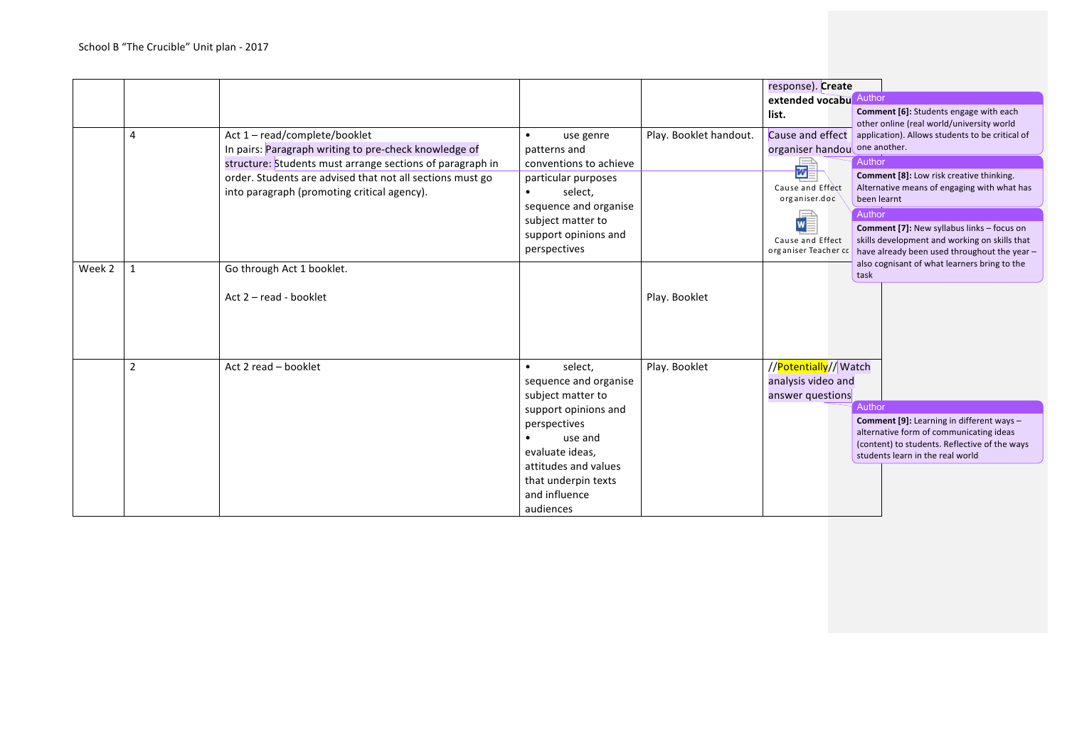School B "The Crucible" Unit plan - 2017

| | | | | | |
|---|---|---|---|---|---|
| | | | | | response). **Create extended vocabu list.** |
| | 4 | Act 1 – read/complete/booklet<br>In pairs: Paragraph writing to pre-check knowledge of structure: Students must arrange sections of paragraph in order. Students are advised that not all sections must go into paragraph (promoting critical agency). | • use genre patterns and conventions to achieve particular purposes<br>• select, sequence and organise subject matter to support opinions and perspectives | Play. Booklet handout. | Cause and effect organiser handou<br>Cause and Effect organiser.doc<br>Cause and Effect organiser Teacher cc |
| Week 2 | 1 | Go through Act 1 booklet.<br><br>Act 2 – read - booklet | | Play. Booklet | |
| | 2 | Act 2 read – booklet | • select, sequence and organise subject matter to support opinions and perspectives<br>• use and evaluate ideas, attitudes and values that underpin texts and influence audiences | Play. Booklet | //Potentially// Watch analysis video and answer questions |

Author
**Comment [6]:** Students engage with each other online (real world/university world application). Allows students to be critical of one another.

Author
**Comment [8]:** Low risk creative thinking. Alternative means of engaging with what has been learnt

Author
**Comment [7]:** New syllabus links – focus on skills development and working on skills that have already been used throughout the year – also cognisant of what learners bring to the task

Author
**Comment [9]:** Learning in different ways – alternative form of communicating ideas (content) to students. Reflective of the ways students learn in the real world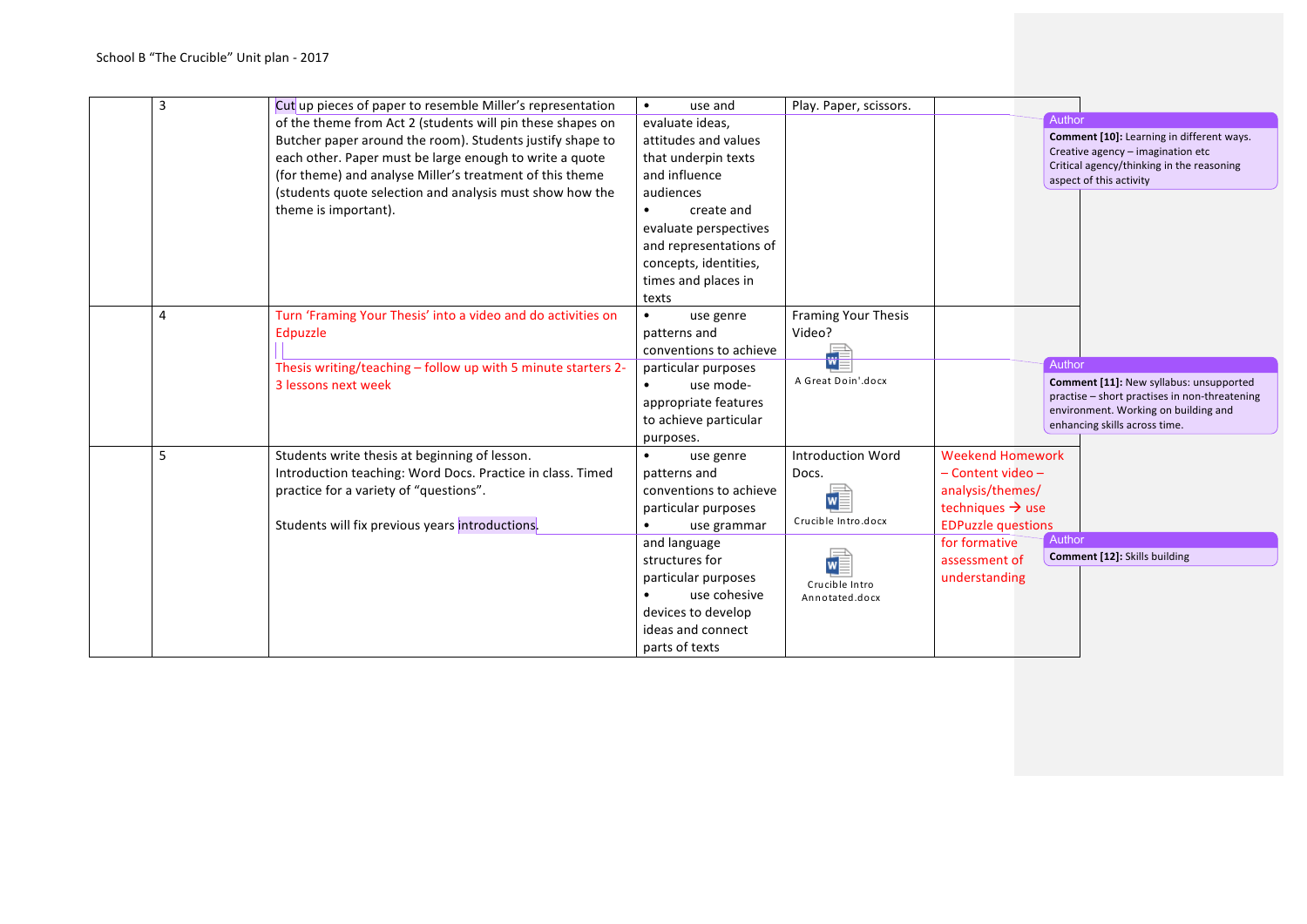School B "The Crucible" Unit plan - 2017

| | | | | | |
|---|---|---|---|---|---|
| | 3 | Cut up pieces of paper to resemble Miller's representation of the theme from Act 2 (students will pin these shapes on Butcher paper around the room). Students justify shape to each other. Paper must be large enough to write a quote (for theme) and analyse Miller's treatment of this theme (students quote selection and analysis must show how the theme is important). | • use and evaluate ideas, attitudes and values that underpin texts and influence audiences<br>• create and evaluate perspectives and representations of concepts, identities, times and places in texts | Play. Paper, scissors. | |
| | 4 | Turn 'Framing Your Thesis' into a video and do activities on Edpuzzle<br><br>Thesis writing/teaching – follow up with 5 minute starters 2-3 lessons next week | • use genre patterns and conventions to achieve particular purposes<br>• use mode-appropriate features to achieve particular purposes. | Framing Your Thesis Video?<br><br>A Great Doin'.docx | |
| | 5 | Students write thesis at beginning of lesson.<br>Introduction teaching: Word Docs. Practice in class. Timed practice for a variety of "questions".<br><br>Students will fix previous years introductions. | • use genre patterns and conventions to achieve particular purposes<br>• use grammar and language structures for particular purposes<br>• use cohesive devices to develop ideas and connect parts of texts | Introduction Word Docs.<br><br>Crucible Intro.docx<br><br>Crucible Intro Annotated.docx | Weekend Homework – Content video – analysis/themes/ techniques → use EDPuzzle questions for formative assessment of understanding |

**Author Comment [10]:** Learning in different ways. Creative agency – imagination etc Critical agency/thinking in the reasoning aspect of this activity

**Author Comment [11]:** New syllabus: unsupported practise – short practises in non-threatening environment. Working on building and enhancing skills across time.

**Author Comment [12]:** Skills building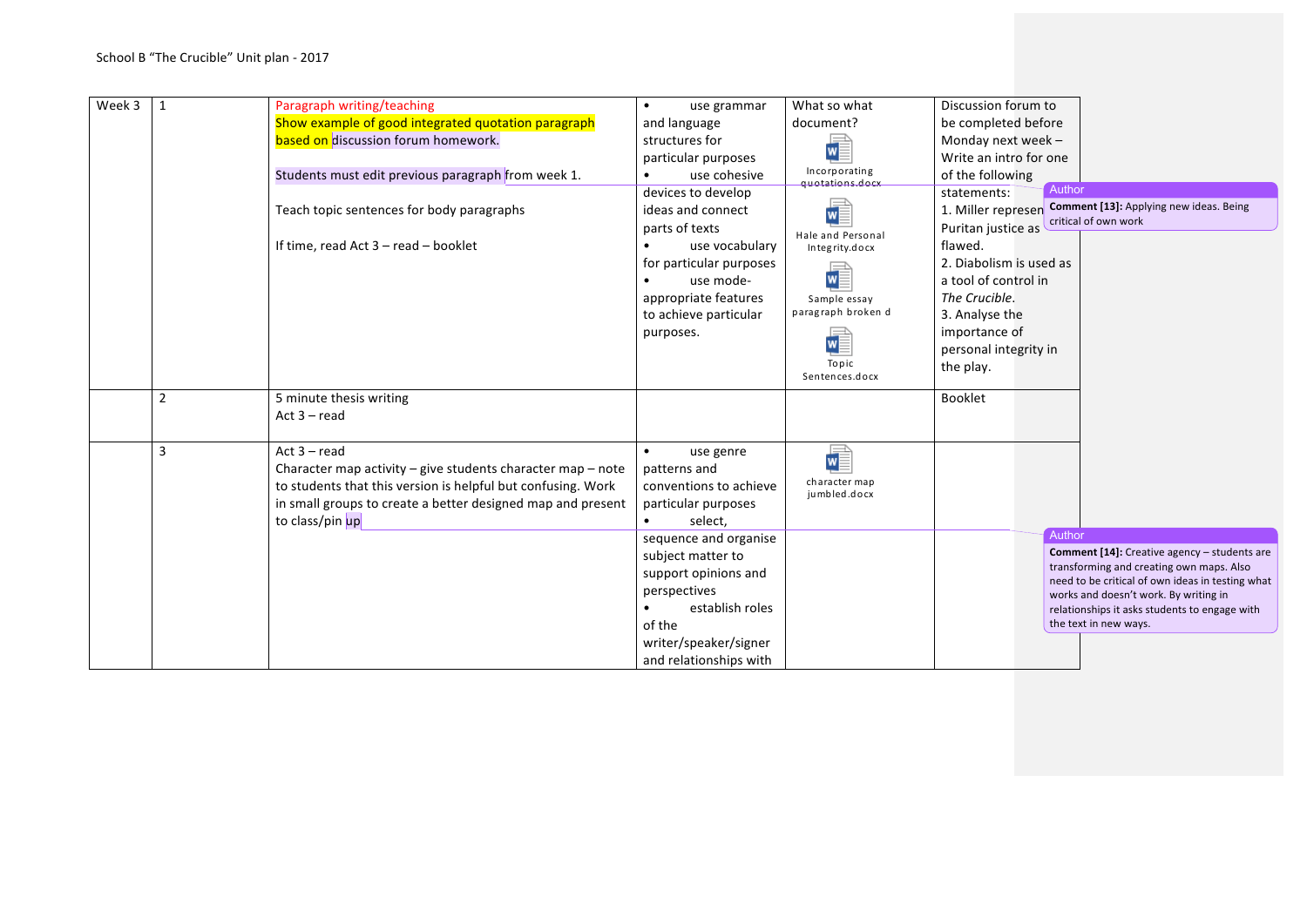School B "The Crucible" Unit plan - 2017

| Week 3 | 1 | Paragraph writing/teaching<br>Show example of good integrated quotation paragraph based on discussion forum homework.<br><br>Students must edit previous paragraph from week 1.<br><br>Teach topic sentences for body paragraphs<br><br>If time, read Act 3 – read – booklet | • use grammar and language structures for particular purposes<br>• use cohesive devices to develop ideas and connect parts of texts<br>• use vocabulary for particular purposes<br>• use mode-appropriate features to achieve particular purposes. | What so what document?<br>Incorporating quotations.docx<br>Hale and Personal Integrity.docx<br>Sample essay paragraph broken d<br>Topic Sentences.docx | Discussion forum to be completed before Monday next week – Write an intro for one of the following statements:<br>1. Miller represents Puritan justice as flawed.<br>2. Diabolism is used as a tool of control in *The Crucible*.<br>3. Analyse the importance of personal integrity in the play. |
|---|---|---|---|---|---|
| | 2 | 5 minute thesis writing<br>Act 3 – read | | | Booklet |
| | 3 | Act 3 – read<br>Character map activity – give students character map – note to students that this version is helpful but confusing. Work in small groups to create a better designed map and present to class/pin up | • use genre patterns and conventions to achieve particular purposes<br>• select, sequence and organise subject matter to support opinions and perspectives<br>• establish roles of the writer/speaker/signer and relationships with | character map jumbled.docx | |

Author — Comment [13]: Applying new ideas. Being critical of own work

Author — Comment [14]: Creative agency – students are transforming and creating own maps. Also need to be critical of own ideas in testing what works and doesn't work. By writing in relationships it asks students to engage with the text in new ways.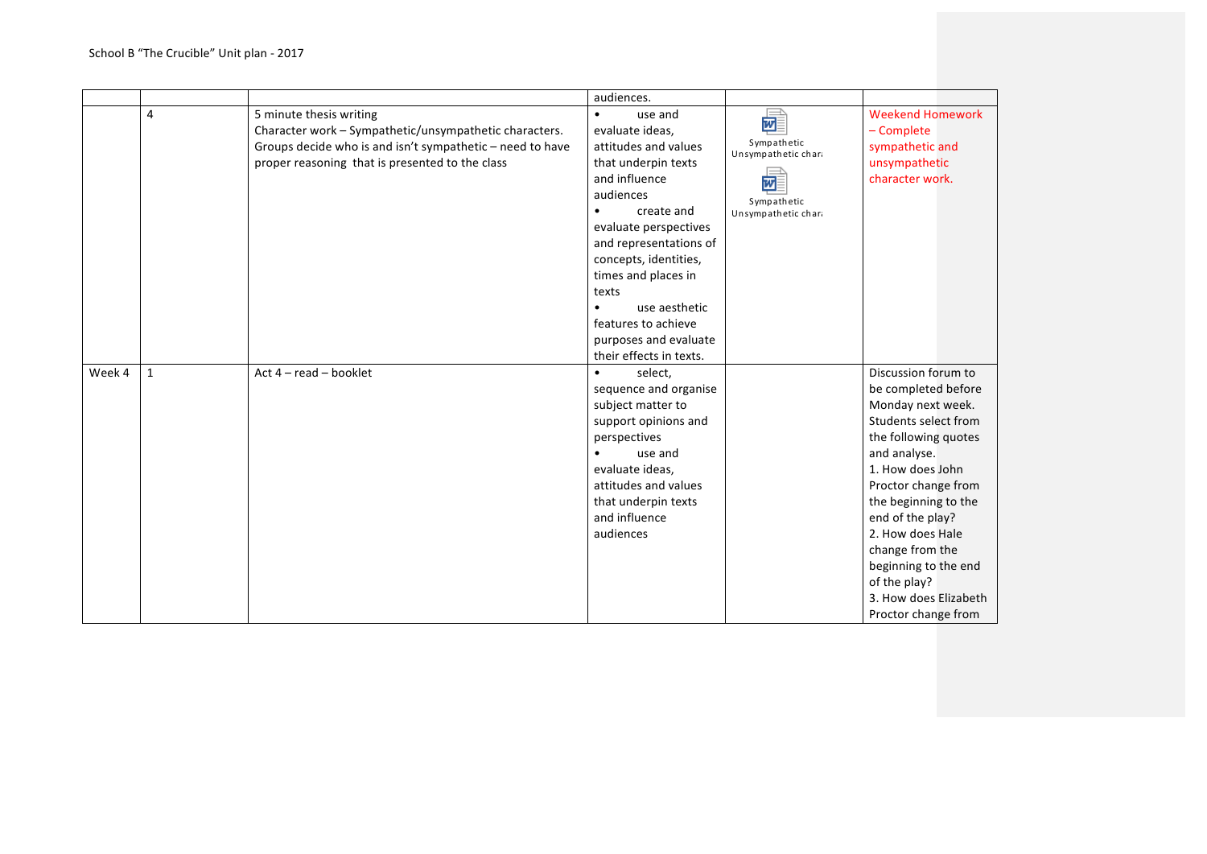| | | | audiences. | | |
|---|---|---|---|---|---|
| | 4 | 5 minute thesis writing<br>Character work – Sympathetic/unsympathetic characters. Groups decide who is and isn't sympathetic – need to have proper reasoning that is presented to the class | • use and evaluate ideas, attitudes and values that underpin texts and influence audiences<br>• create and evaluate perspectives and representations of concepts, identities, times and places in texts<br>• use aesthetic features to achieve purposes and evaluate their effects in texts. | Sympathetic Unsympathetic chara<br>Sympathetic Unsympathetic chara | Weekend Homework – Complete sympathetic and unsympathetic character work. |
| Week 4 | 1 | Act 4 – read – booklet | • select, sequence and organise subject matter to support opinions and perspectives<br>• use and evaluate ideas, attitudes and values that underpin texts and influence audiences | | Discussion forum to be completed before Monday next week. Students select from the following quotes and analyse.<br>1. How does John Proctor change from the beginning to the end of the play?<br>2. How does Hale change from the beginning to the end of the play?<br>3. How does Elizabeth Proctor change from |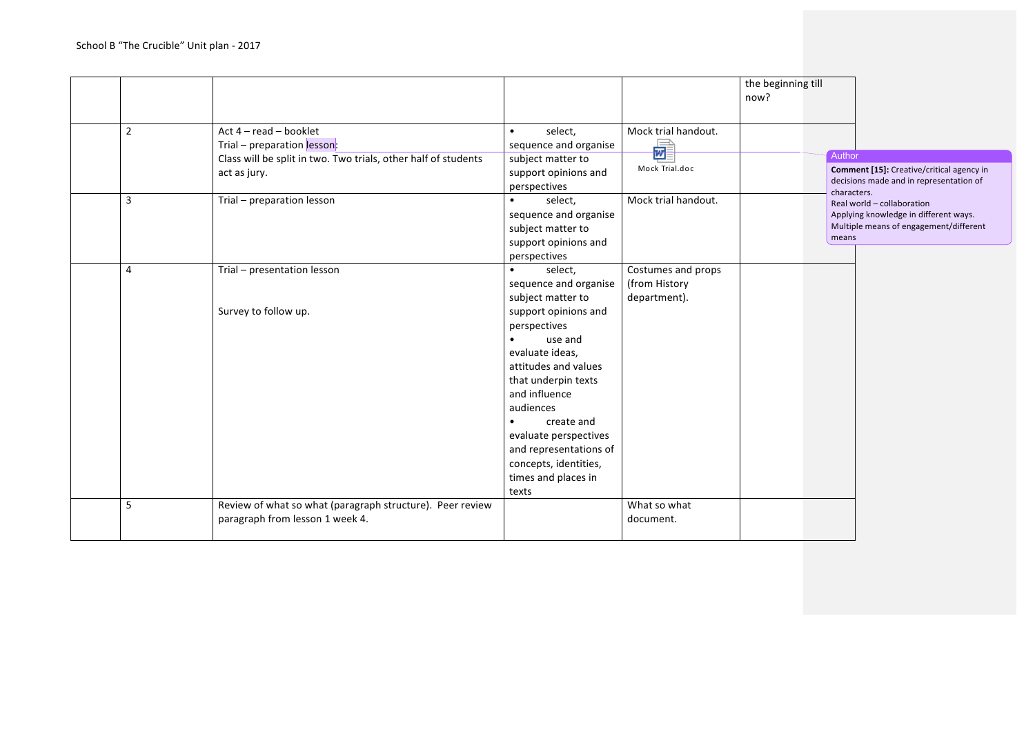School B "The Crucible" Unit plan - 2017

| | | | | | |
|---|---|---|---|---|---|
| | | | | | the beginning till now? |
| | 2 | Act 4 – read – booklet<br>Trial – preparation lesson:<br>Class will be split in two. Two trials, other half of students act as jury. | • select, sequence and organise subject matter to support opinions and perspectives | Mock trial handout.<br>Mock Trial.doc | |
| | 3 | Trial – preparation lesson | • select, sequence and organise subject matter to support opinions and perspectives | Mock trial handout. | |
| | 4 | Trial – presentation lesson<br><br>Survey to follow up. | • select, sequence and organise subject matter to support opinions and perspectives<br>• use and evaluate ideas, attitudes and values that underpin texts and influence audiences<br>• create and evaluate perspectives and representations of concepts, identities, times and places in texts | Costumes and props (from History department). | |
| | 5 | Review of what so what (paragraph structure). Peer review paragraph from lesson 1 week 4. | | What so what document. | |

Author
**Comment [15]:** Creative/critical agency in decisions made and in representation of characters.
Real world – collaboration
Applying knowledge in different ways.
Multiple means of engagement/different means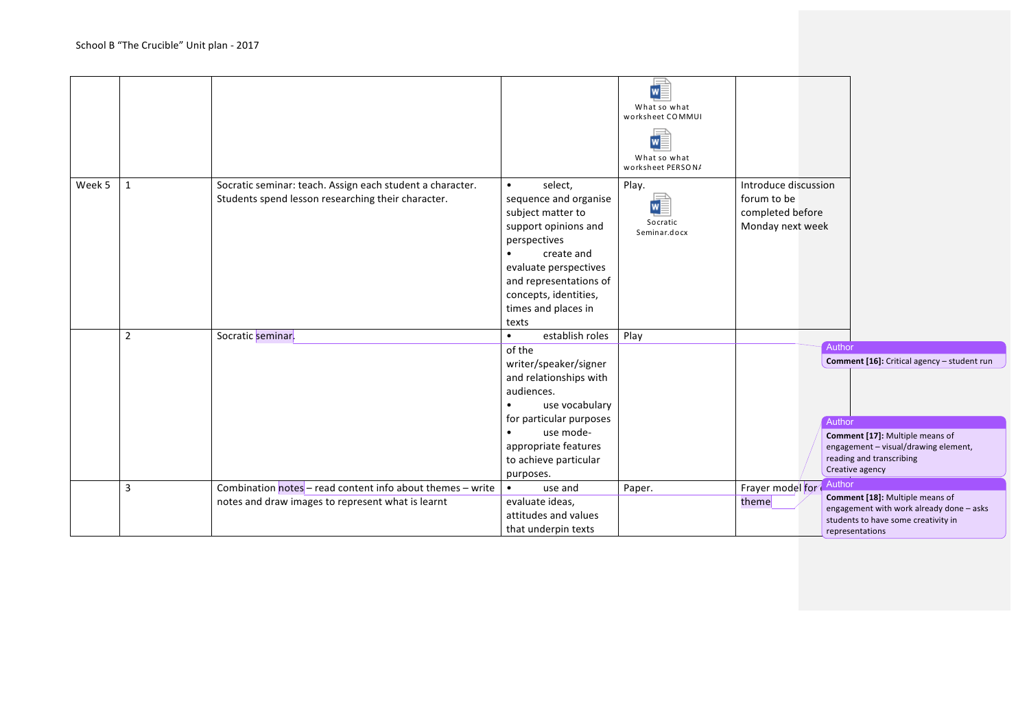School B "The Crucible" Unit plan - 2017

| | | | | | |
|---|---|---|---|---|---|
| | | | | What so what worksheet COMMU<br>What so what worksheet PERSONA | |
| Week 5 | 1 | Socratic seminar: teach. Assign each student a character. Students spend lesson researching their character. | • select, sequence and organise subject matter to support opinions and perspectives<br>• create and evaluate perspectives and representations of concepts, identities, times and places in texts | Play.<br>Socratic Seminar.docx | Introduce discussion forum to be completed before Monday next week |
| | 2 | Socratic seminar. | • establish roles of the writer/speaker/signer and relationships with audiences.<br>• use vocabulary for particular purposes<br>• use mode-appropriate features to achieve particular purposes. | Play | |
| | 3 | Combination notes – read content info about themes – write notes and draw images to represent what is learnt | • use and evaluate ideas, attitudes and values that underpin texts | Paper. | Frayer model for theme |

Author
**Comment [16]:** Critical agency – student run

Author
**Comment [17]:** Multiple means of engagement – visual/drawing element, reading and transcribing
Creative agency

Author
**Comment [18]:** Multiple means of engagement with work already done – asks students to have some creativity in representations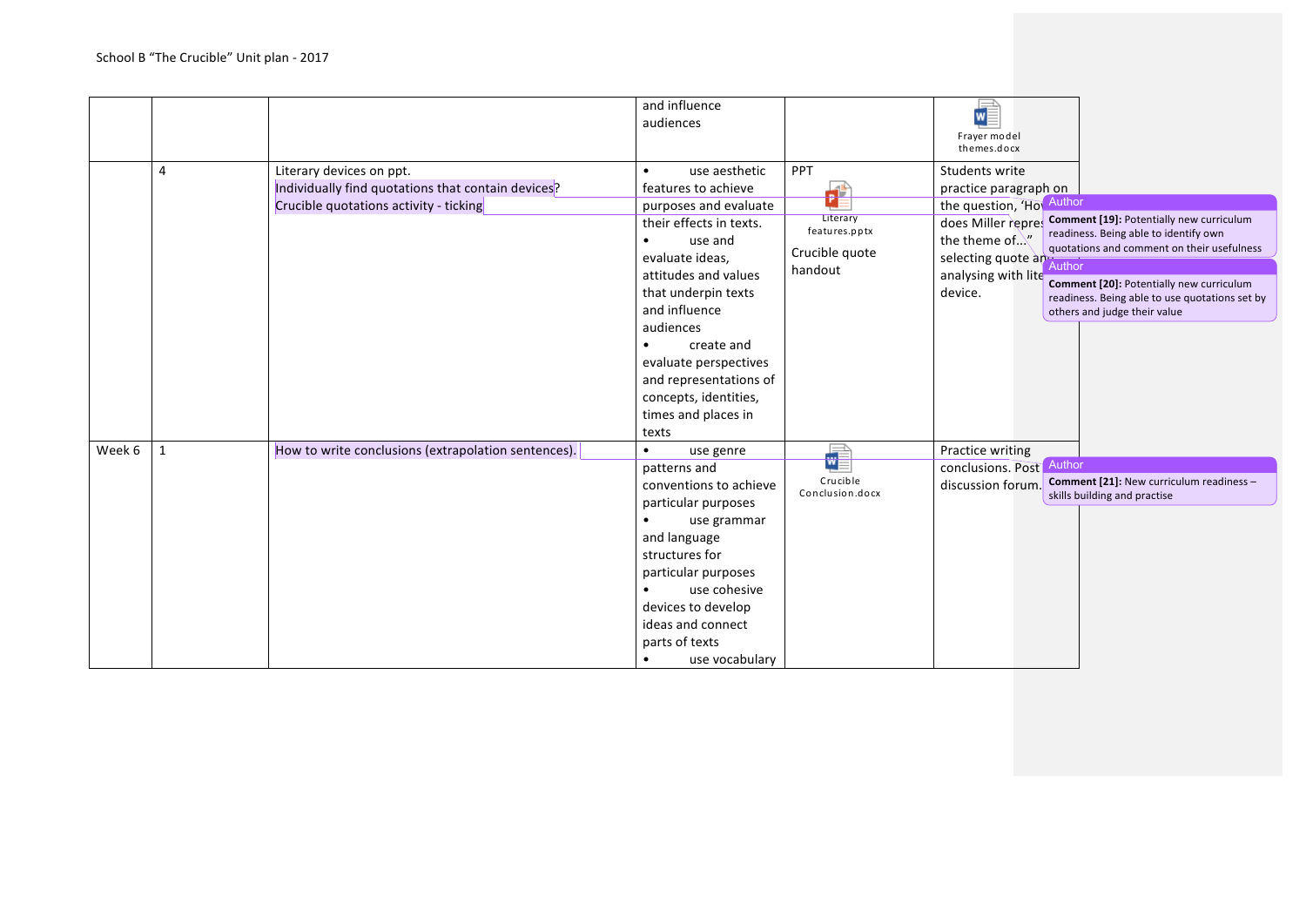School B "The Crucible" Unit plan - 2017

| | | | | | |
|---|---|---|---|---|---|
| | | | and influence audiences | | Frayer model themes.docx |
| | 4 | Literary devices on ppt.<br>Individually find quotations that contain devices?<br>Crucible quotations activity - ticking | • use aesthetic features to achieve purposes and evaluate their effects in texts.<br>• use and evaluate ideas, attitudes and values that underpin texts and influence audiences<br>• create and evaluate perspectives and representations of concepts, identities, times and places in texts | PPT<br>Literary features.pptx<br>Crucible quote handout | Students write practice paragraph on the question, 'How does Miller represent the theme of..." selecting quote and analysing with literary device. |
| Week 6 | 1 | How to write conclusions (extrapolation sentences). | • use genre patterns and conventions to achieve particular purposes<br>• use grammar and language structures for particular purposes<br>• use cohesive devices to develop ideas and connect parts of texts<br>• use vocabulary | Crucible Conclusion.docx | Practice writing conclusions. Post discussion forum. |

Author
**Comment [19]:** Potentially new curriculum readiness. Being able to identify own quotations and comment on their usefulness

Author
**Comment [20]:** Potentially new curriculum readiness. Being able to use quotations set by others and judge their value

Author
**Comment [21]:** New curriculum readiness – skills building and practise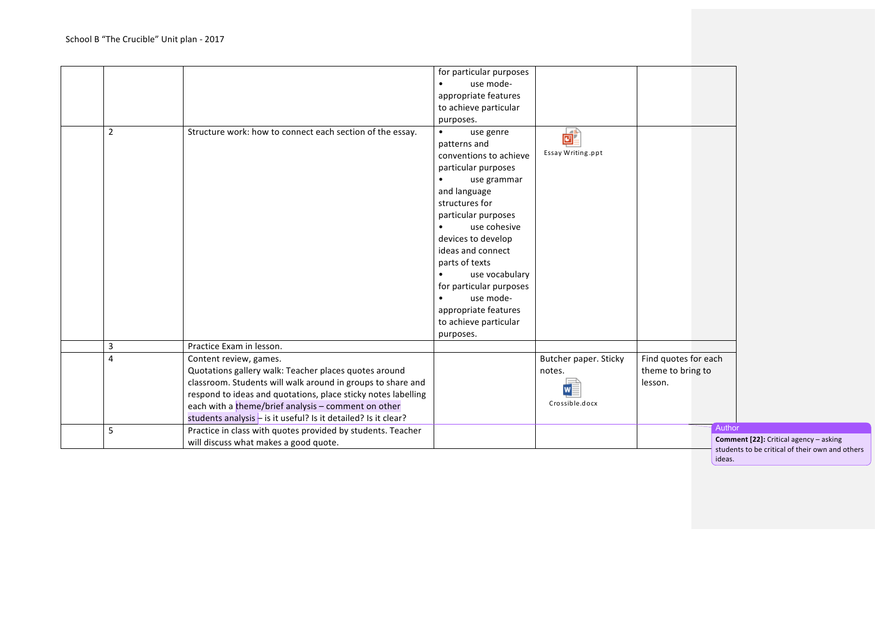| | | | for particular purposes<br>• use mode-appropriate features to achieve particular purposes. | | |
|---|---|---|---|---|---|
| | 2 | Structure work: how to connect each section of the essay. | • use genre patterns and conventions to achieve particular purposes<br>• use grammar and language structures for particular purposes<br>• use cohesive devices to develop ideas and connect parts of texts<br>• use vocabulary for particular purposes<br>• use mode-appropriate features to achieve particular purposes. | Essay Writing.ppt | |
| | 3 | Practice Exam in lesson. | | | |
| | 4 | Content review, games.<br>Quotations gallery walk: Teacher places quotes around classroom. Students will walk around in groups to share and respond to ideas and quotations, place sticky notes labelling each with a theme/brief analysis – comment on other students analysis – is it useful? Is it detailed? Is it clear? | | Butcher paper. Sticky notes.<br>Crossible.docx | Find quotes for each theme to bring to lesson. |
| | 5 | Practice in class with quotes provided by students. Teacher will discuss what makes a good quote. | | | |

Author
**Comment [22]:** Critical agency – asking students to be critical of their own and others ideas.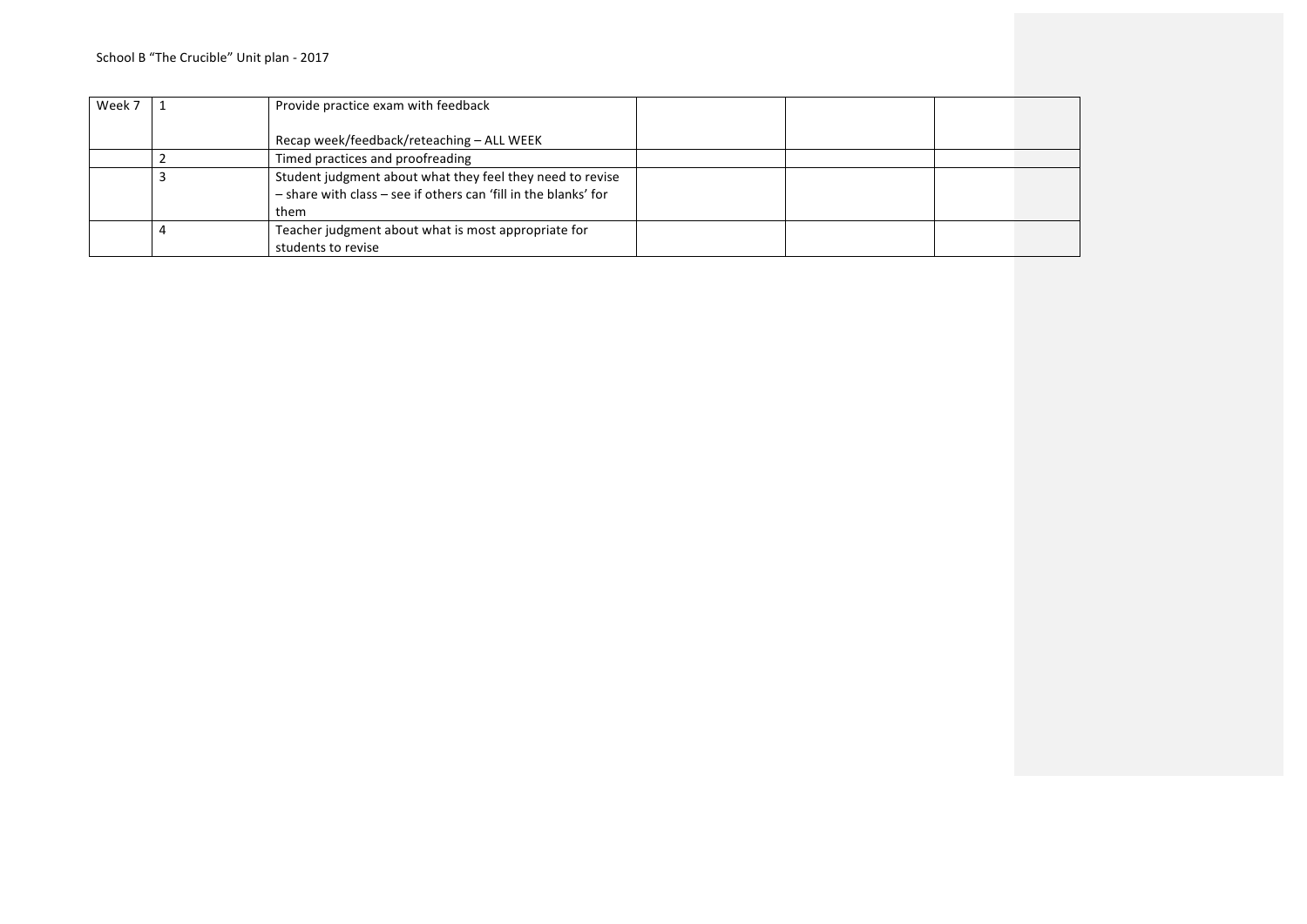| | | | | | |
|---|---|---|---|---|---|
| Week 7 | 1 | Provide practice exam with feedback<br><br>Recap week/feedback/reteaching – ALL WEEK | | | |
| | 2 | Timed practices and proofreading | | | |
| | 3 | Student judgment about what they feel they need to revise – share with class – see if others can 'fill in the blanks' for them | | | |
| | 4 | Teacher judgment about what is most appropriate for students to revise | | | |